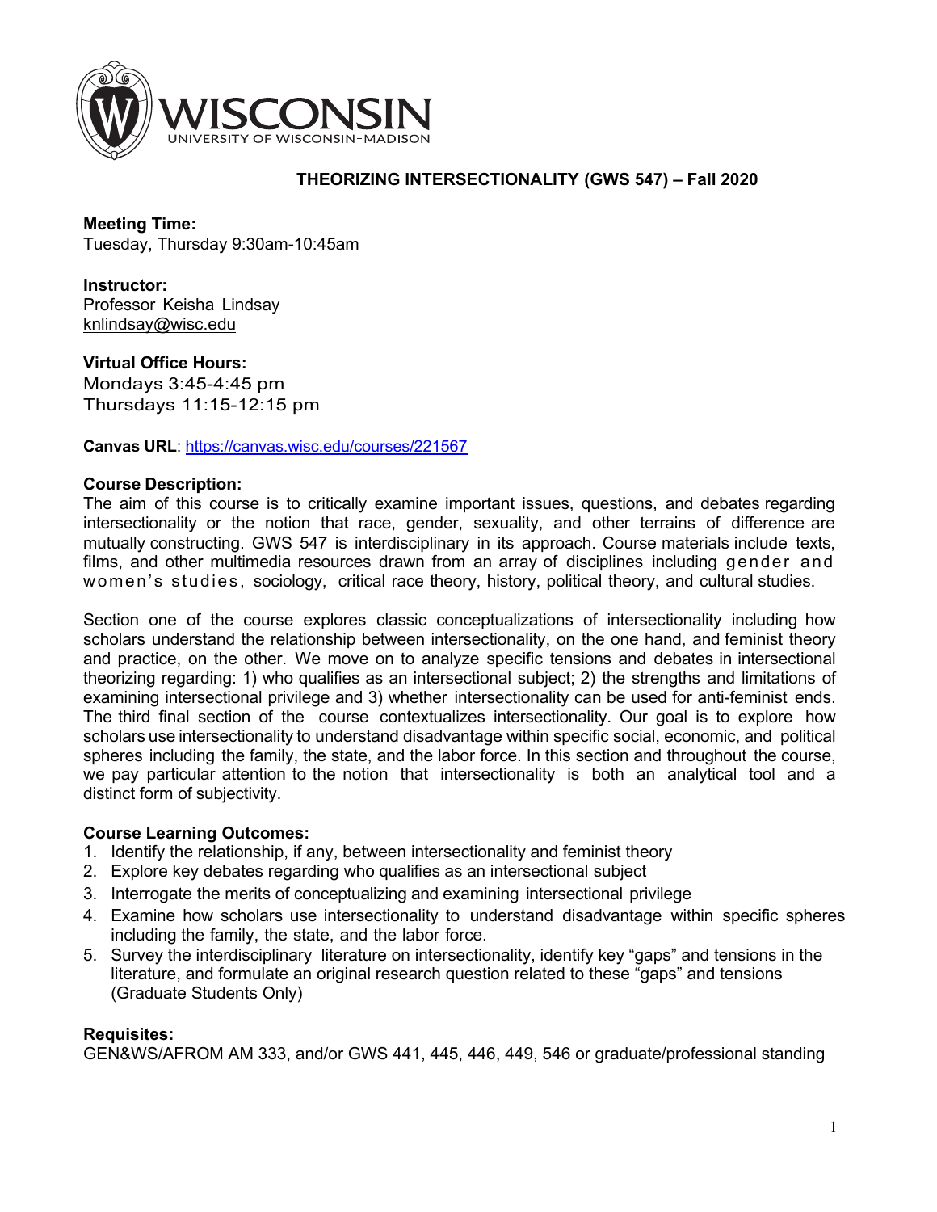WISCONSIN
UNIVERSITY OF WISCONSIN–MADISON

# THEORIZING INTERSECTIONALITY (GWS 547) – Fall 2020

**Meeting Time:**
Tuesday, Thursday 9:30am-10:45am

**Instructor:**
Professor Keisha Lindsay
knlindsay@wisc.edu

**Virtual Office Hours:**
Mondays 3:45-4:45 pm
Thursdays 11:15-12:15 pm

**Canvas URL**: https://canvas.wisc.edu/courses/221567

**Course Description:**
The aim of this course is to critically examine important issues, questions, and debates regarding intersectionality or the notion that race, gender, sexuality, and other terrains of difference are mutually constructing. GWS 547 is interdisciplinary in its approach. Course materials include texts, films, and other multimedia resources drawn from an array of disciplines including gender and women's studies, sociology, critical race theory, history, political theory, and cultural studies.

Section one of the course explores classic conceptualizations of intersectionality including how scholars understand the relationship between intersectionality, on the one hand, and feminist theory and practice, on the other. We move on to analyze specific tensions and debates in intersectional theorizing regarding: 1) who qualifies as an intersectional subject; 2) the strengths and limitations of examining intersectional privilege and 3) whether intersectionality can be used for anti-feminist ends. The third final section of the course contextualizes intersectionality. Our goal is to explore how scholars use intersectionality to understand disadvantage within specific social, economic, and political spheres including the family, the state, and the labor force. In this section and throughout the course, we pay particular attention to the notion that intersectionality is both an analytical tool and a distinct form of subjectivity.

**Course Learning Outcomes:**

1. Identify the relationship, if any, between intersectionality and feminist theory
2. Explore key debates regarding who qualifies as an intersectional subject
3. Interrogate the merits of conceptualizing and examining intersectional privilege
4. Examine how scholars use intersectionality to understand disadvantage within specific spheres including the family, the state, and the labor force.
5. Survey the interdisciplinary literature on intersectionality, identify key "gaps" and tensions in the literature, and formulate an original research question related to these "gaps" and tensions (Graduate Students Only)

**Requisites:**
GEN&WS/AFROM AM 333, and/or GWS 441, 445, 446, 449, 546 or graduate/professional standing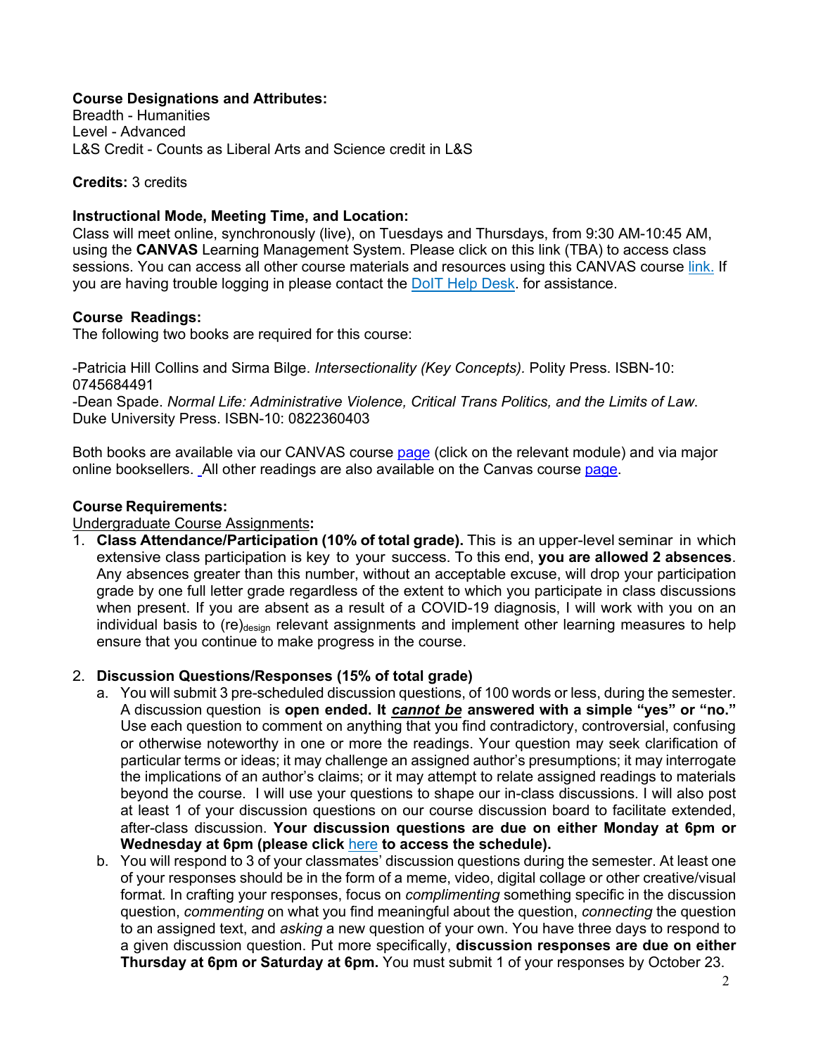**Course Designations and Attributes:**
Breadth - Humanities
Level - Advanced
L&S Credit - Counts as Liberal Arts and Science credit in L&S

**Credits:** 3 credits

**Instructional Mode, Meeting Time, and Location:**
Class will meet online, synchronously (live), on Tuesdays and Thursdays, from 9:30 AM-10:45 AM, using the **CANVAS** Learning Management System. Please click on this link (TBA) to access class sessions. You can access all other course materials and resources using this CANVAS course link. If you are having trouble logging in please contact the DoIT Help Desk. for assistance.

**Course Readings:**
The following two books are required for this course:

-Patricia Hill Collins and Sirma Bilge. *Intersectionality (Key Concepts).* Polity Press. ISBN-10: 0745684491
-Dean Spade. *Normal Life: Administrative Violence, Critical Trans Politics, and the Limits of Law*. Duke University Press. ISBN-10: 0822360403

Both books are available via our CANVAS course page (click on the relevant module) and via major online booksellers. All other readings are also available on the Canvas course page.

**Course Requirements:**
Undergraduate Course Assignments**:**

1. **Class Attendance/Participation (10% of total grade).** This is an upper-level seminar in which extensive class participation is key to your success. To this end, **you are allowed 2 absences**. Any absences greater than this number, without an acceptable excuse, will drop your participation grade by one full letter grade regardless of the extent to which you participate in class discussions when present. If you are absent as a result of a COVID-19 diagnosis, I will work with you on an individual basis to (re)$_{\text{design}}$ relevant assignments and implement other learning measures to help ensure that you continue to make progress in the course.

2. **Discussion Questions/Responses (15% of total grade)**
   a. You will submit 3 pre-scheduled discussion questions, of 100 words or less, during the semester. A discussion question is **open ended. It *cannot be* answered with a simple "yes" or "no."** Use each question to comment on anything that you find contradictory, controversial, confusing or otherwise noteworthy in one or more the readings. Your question may seek clarification of particular terms or ideas; it may challenge an assigned author's presumptions; it may interrogate the implications of an author's claims; or it may attempt to relate assigned readings to materials beyond the course. I will use your questions to shape our in-class discussions. I will also post at least 1 of your discussion questions on our course discussion board to facilitate extended, after-class discussion. **Your discussion questions are due on either Monday at 6pm or Wednesday at 6pm (please click here to access the schedule).**
   b. You will respond to 3 of your classmates' discussion questions during the semester. At least one of your responses should be in the form of a meme, video, digital collage or other creative/visual format. In crafting your responses, focus on *complimenting* something specific in the discussion question, *commenting* on what you find meaningful about the question, *connecting* the question to an assigned text, and *asking* a new question of your own. You have three days to respond to a given discussion question. Put more specifically, **discussion responses are due on either Thursday at 6pm or Saturday at 6pm.** You must submit 1 of your responses by October 23.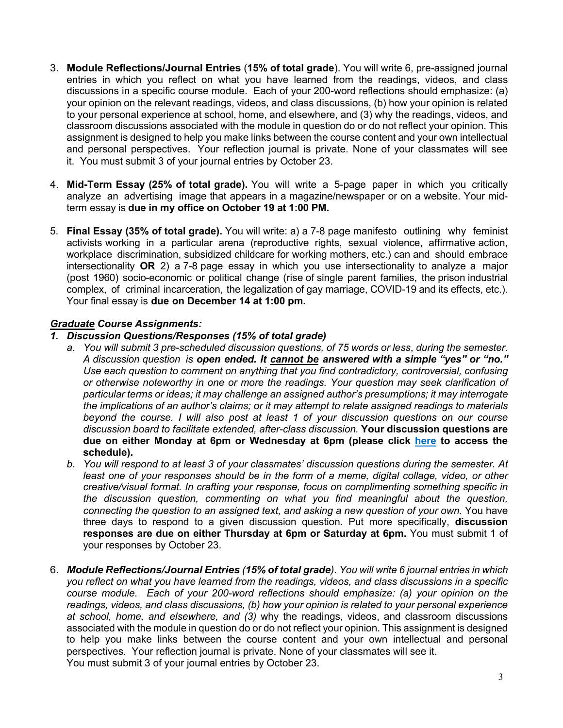3. **Module Reflections/Journal Entries** (**15% of total grade**). You will write 6, pre-assigned journal entries in which you reflect on what you have learned from the readings, videos, and class discussions in a specific course module. Each of your 200-word reflections should emphasize: (a) your opinion on the relevant readings, videos, and class discussions, (b) how your opinion is related to your personal experience at school, home, and elsewhere, and (3) why the readings, videos, and classroom discussions associated with the module in question do or do not reflect your opinion. This assignment is designed to help you make links between the course content and your own intellectual and personal perspectives. Your reflection journal is private. None of your classmates will see it. You must submit 3 of your journal entries by October 23.

4. **Mid-Term Essay (25% of total grade).** You will write a 5-page paper in which you critically analyze an advertising image that appears in a magazine/newspaper or on a website. Your mid-term essay is **due in my office on October 19 at 1:00 PM.**

5. **Final Essay (35% of total grade).** You will write: a) a 7-8 page manifesto outlining why feminist activists working in a particular arena (reproductive rights, sexual violence, affirmative action, workplace discrimination, subsidized childcare for working mothers, etc.) can and should embrace intersectionality **OR** 2) a 7-8 page essay in which you use intersectionality to analyze a major (post 1960) socio-economic or political change (rise of single parent families, the prison industrial complex, of criminal incarceration, the legalization of gay marriage, COVID-19 and its effects, etc.). Your final essay is **due on December 14 at 1:00 pm.**

***Graduate* Course Assignments:**

1. ***Discussion Questions/Responses (15% of total grade)***
   a. *You will submit 3 pre-scheduled discussion questions, of 75 words or less, during the semester. A discussion question is **open ended. It cannot be answered with a simple "yes" or "no."** Use each question to comment on anything that you find contradictory, controversial, confusing or otherwise noteworthy in one or more the readings. Your question may seek clarification of particular terms or ideas; it may challenge an assigned author's presumptions; it may interrogate the implications of an author's claims; or it may attempt to relate assigned readings to materials beyond the course. I will also post at least 1 of your discussion questions on our course discussion board to facilitate extended, after-class discussion.* **Your discussion questions are due on either Monday at 6pm or Wednesday at 6pm (please click here to access the schedule).**
   b. *You will respond to at least 3 of your classmates' discussion questions during the semester. At least one of your responses should be in the form of a meme, digital collage, video, or other creative/visual format. In crafting your response, focus on complimenting something specific in the discussion question, commenting on what you find meaningful about the question, connecting the question to an assigned text, and asking a new question of your own.* You have three days to respond to a given discussion question. Put more specifically, **discussion responses are due on either Thursday at 6pm or Saturday at 6pm.** You must submit 1 of your responses by October 23.

6. ***Module Reflections/Journal Entries** (**15% of total grade**). You will write 6 journal entries in which you reflect on what you have learned from the readings, videos, and class discussions in a specific course module. Each of your 200-word reflections should emphasize: (a) your opinion on the readings, videos, and class discussions, (b) how your opinion is related to your personal experience at school, home, and elsewhere, and (3)* why the readings, videos, and classroom discussions associated with the module in question do or do not reflect your opinion. This assignment is designed to help you make links between the course content and your own intellectual and personal perspectives. Your reflection journal is private. None of your classmates will see it.
   You must submit 3 of your journal entries by October 23.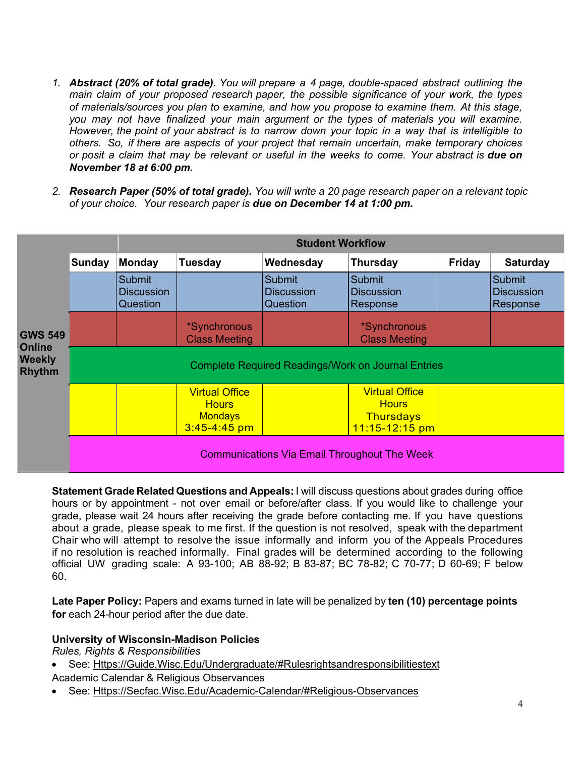1. ***Abstract (20% of total grade).*** *You will prepare a 4 page, double-spaced abstract outlining the main claim of your proposed research paper, the possible significance of your work, the types of materials/sources you plan to examine, and how you propose to examine them. At this stage, you may not have finalized your main argument or the types of materials you will examine. However, the point of your abstract is to narrow down your topic in a way that is intelligible to others. So, if there are aspects of your project that remain uncertain, make temporary choices or posit a claim that may be relevant or useful in the weeks to come. Your abstract is* ***due on November 18 at 6:00 pm.***

2. ***Research Paper (50% of total grade).*** *You will write a 20 page research paper on a relevant topic of your choice. Your research paper is* ***due on December 14 at 1:00 pm.***

| | Student Workflow | | | | | | |
|---|---|---|---|---|---|---|---|
| | **Sunday** | **Monday** | **Tuesday** | **Wednesday** | **Thursday** | **Friday** | **Saturday** |
| **GWS 549 Online Weekly Rhythm** | | Submit Discussion Question | | Submit Discussion Question | Submit Discussion Response | | Submit Discussion Response |
| | | | *Synchronous Class Meeting | | *Synchronous Class Meeting | | |
| | Complete Required Readings/Work on Journal Entries | | | | | | |
| | | | Virtual Office Hours Mondays 3:45-4:45 pm | | Virtual Office Hours Thursdays 11:15-12:15 pm | | |
| | Communications Via Email Throughout The Week | | | | | | |

**Statement Grade Related Questions and Appeals:** I will discuss questions about grades during office hours or by appointment - not over email or before/after class. If you would like to challenge your grade, please wait 24 hours after receiving the grade before contacting me. If you have questions about a grade, please speak to me first. If the question is not resolved, speak with the department Chair who will attempt to resolve the issue informally and inform you of the Appeals Procedures if no resolution is reached informally. Final grades will be determined according to the following official UW grading scale: A 93-100; AB 88-92; B 83-87; BC 78-82; C 70-77; D 60-69; F below 60.

**Late Paper Policy:** Papers and exams turned in late will be penalized by **ten (10) percentage points for** each 24-hour period after the due date.

**University of Wisconsin-Madison Policies**

*Rules, Rights & Responsibilities*

- See: Https://Guide.Wisc.Edu/Undergraduate/#Rulesrightsandresponsibilitiestext

Academic Calendar & Religious Observances

- See: Https://Secfac.Wisc.Edu/Academic-Calendar/#Religious-Observances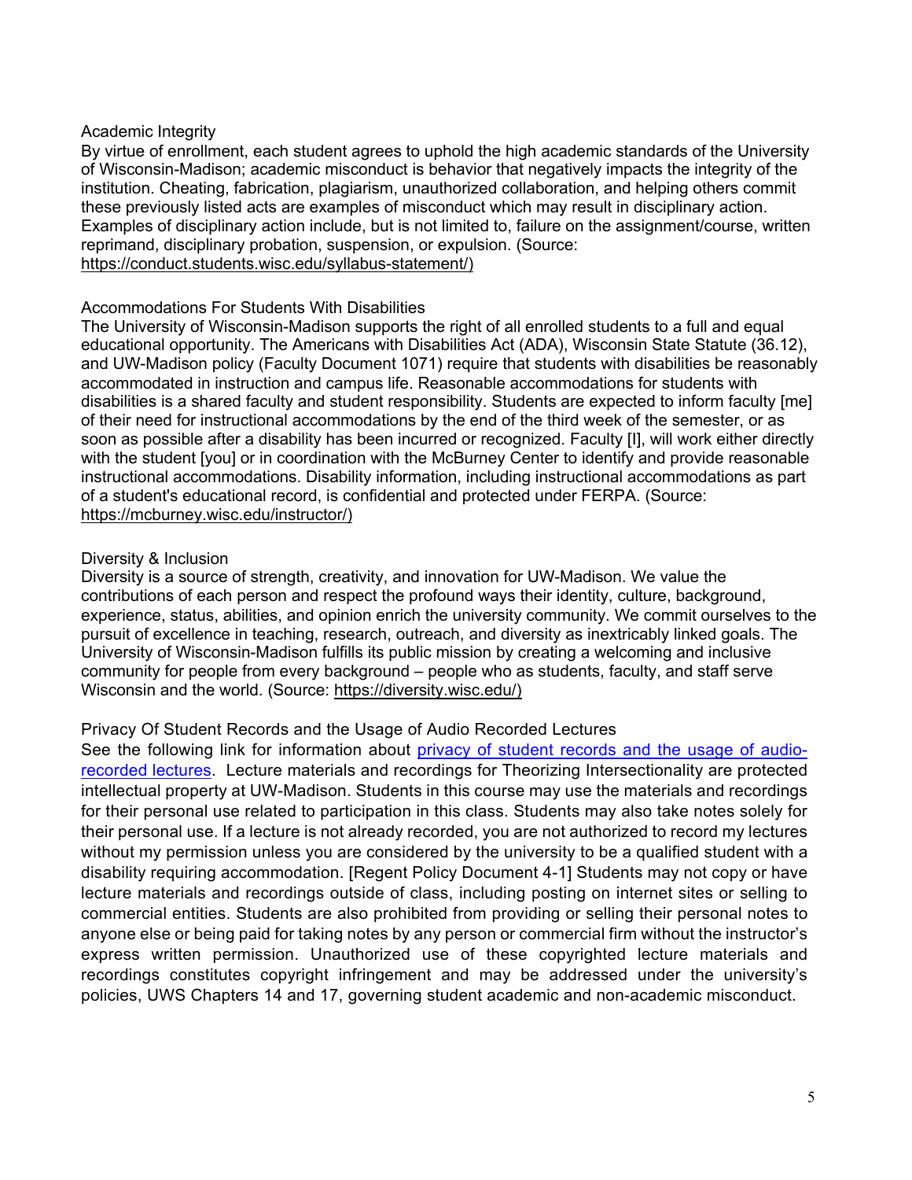## Academic Integrity

By virtue of enrollment, each student agrees to uphold the high academic standards of the University of Wisconsin-Madison; academic misconduct is behavior that negatively impacts the integrity of the institution. Cheating, fabrication, plagiarism, unauthorized collaboration, and helping others commit these previously listed acts are examples of misconduct which may result in disciplinary action. Examples of disciplinary action include, but is not limited to, failure on the assignment/course, written reprimand, disciplinary probation, suspension, or expulsion. (Source: https://conduct.students.wisc.edu/syllabus-statement/)

## Accommodations For Students With Disabilities

The University of Wisconsin-Madison supports the right of all enrolled students to a full and equal educational opportunity. The Americans with Disabilities Act (ADA), Wisconsin State Statute (36.12), and UW-Madison policy (Faculty Document 1071) require that students with disabilities be reasonably accommodated in instruction and campus life. Reasonable accommodations for students with disabilities is a shared faculty and student responsibility. Students are expected to inform faculty [me] of their need for instructional accommodations by the end of the third week of the semester, or as soon as possible after a disability has been incurred or recognized. Faculty [I], will work either directly with the student [you] or in coordination with the McBurney Center to identify and provide reasonable instructional accommodations. Disability information, including instructional accommodations as part of a student's educational record, is confidential and protected under FERPA. (Source: https://mcburney.wisc.edu/instructor/)

## Diversity & Inclusion

Diversity is a source of strength, creativity, and innovation for UW-Madison. We value the contributions of each person and respect the profound ways their identity, culture, background, experience, status, abilities, and opinion enrich the university community. We commit ourselves to the pursuit of excellence in teaching, research, outreach, and diversity as inextricably linked goals. The University of Wisconsin-Madison fulfills its public mission by creating a welcoming and inclusive community for people from every background – people who as students, faculty, and staff serve Wisconsin and the world. (Source: https://diversity.wisc.edu/)

## Privacy Of Student Records and the Usage of Audio Recorded Lectures

See the following link for information about privacy of student records and the usage of audio-recorded lectures. Lecture materials and recordings for Theorizing Intersectionality are protected intellectual property at UW-Madison. Students in this course may use the materials and recordings for their personal use related to participation in this class. Students may also take notes solely for their personal use. If a lecture is not already recorded, you are not authorized to record my lectures without my permission unless you are considered by the university to be a qualified student with a disability requiring accommodation. [Regent Policy Document 4-1] Students may not copy or have lecture materials and recordings outside of class, including posting on internet sites or selling to commercial entities. Students are also prohibited from providing or selling their personal notes to anyone else or being paid for taking notes by any person or commercial firm without the instructor's express written permission. Unauthorized use of these copyrighted lecture materials and recordings constitutes copyright infringement and may be addressed under the university's policies, UWS Chapters 14 and 17, governing student academic and non-academic misconduct.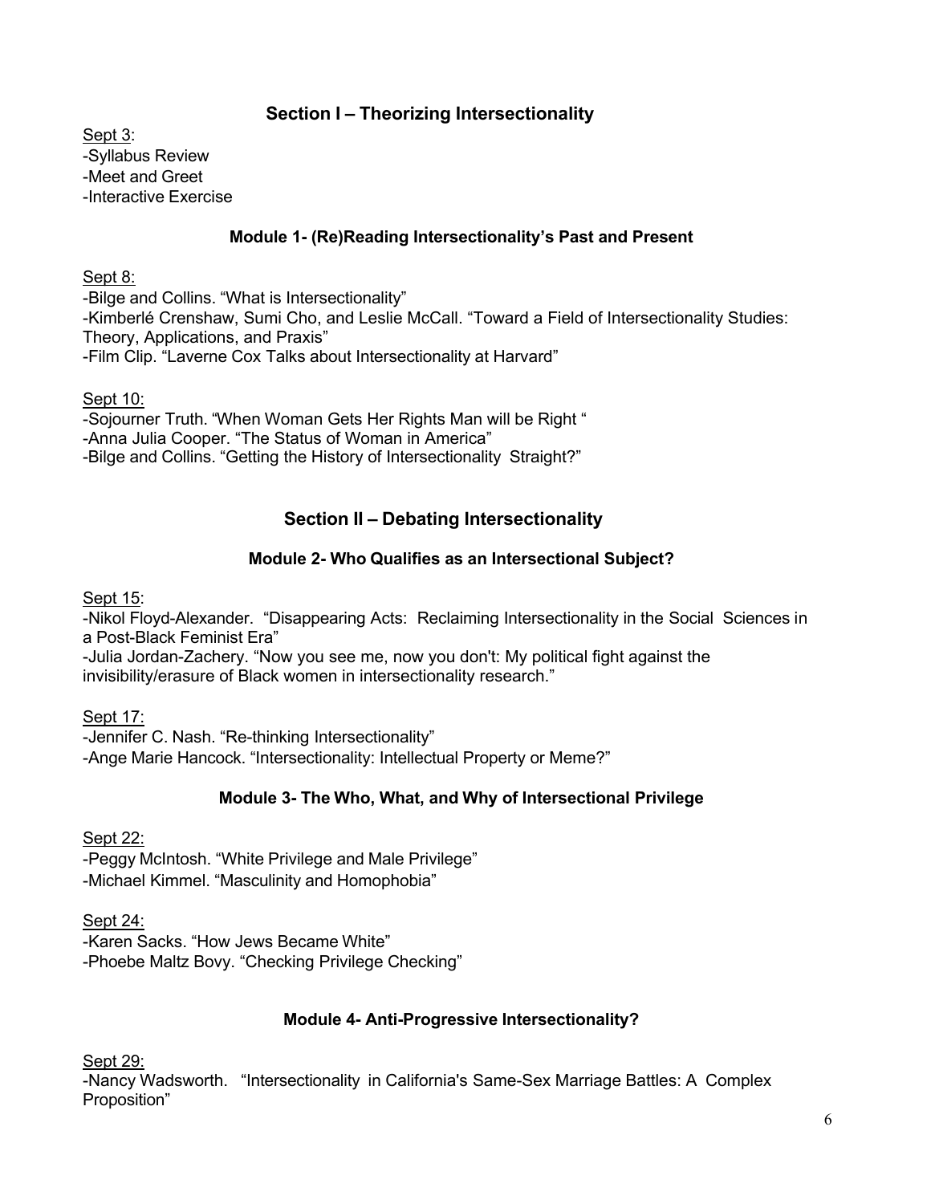## Section I – Theorizing Intersectionality

Sept 3:
-Syllabus Review
-Meet and Greet
-Interactive Exercise

### Module 1- (Re)Reading Intersectionality's Past and Present

Sept 8:
-Bilge and Collins. "What is Intersectionality"
-Kimberlé Crenshaw, Sumi Cho, and Leslie McCall. "Toward a Field of Intersectionality Studies: Theory, Applications, and Praxis"
-Film Clip. "Laverne Cox Talks about Intersectionality at Harvard"

Sept 10:
-Sojourner Truth. "When Woman Gets Her Rights Man will be Right "
-Anna Julia Cooper. "The Status of Woman in America"
-Bilge and Collins. "Getting the History of Intersectionality Straight?"

## Section II – Debating Intersectionality

### Module 2- Who Qualifies as an Intersectional Subject?

Sept 15:
-Nikol Floyd-Alexander. "Disappearing Acts: Reclaiming Intersectionality in the Social Sciences in a Post-Black Feminist Era"
-Julia Jordan-Zachery. "Now you see me, now you don't: My political fight against the invisibility/erasure of Black women in intersectionality research."

Sept 17:
-Jennifer C. Nash. "Re-thinking Intersectionality"
-Ange Marie Hancock. "Intersectionality: Intellectual Property or Meme?"

### Module 3- The Who, What, and Why of Intersectional Privilege

Sept 22:
-Peggy McIntosh. "White Privilege and Male Privilege"
-Michael Kimmel. "Masculinity and Homophobia"

Sept 24:
-Karen Sacks. "How Jews Became White"
-Phoebe Maltz Bovy. "Checking Privilege Checking"

### Module 4- Anti-Progressive Intersectionality?

Sept 29:
-Nancy Wadsworth. "Intersectionality in California's Same-Sex Marriage Battles: A Complex Proposition"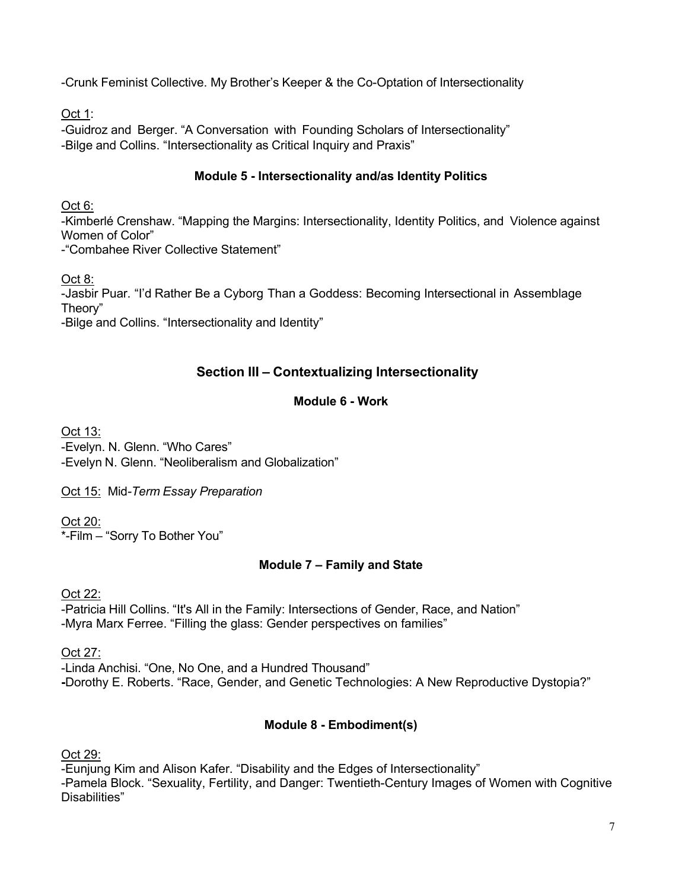-Crunk Feminist Collective. My Brother's Keeper & the Co-Optation of Intersectionality

<u>Oct 1</u>:
-Guidroz and Berger. "A Conversation with Founding Scholars of Intersectionality"
-Bilge and Collins. "Intersectionality as Critical Inquiry and Praxis"

### Module 5 - Intersectionality and/as Identity Politics

<u>Oct 6:</u>
-Kimberlé Crenshaw. "Mapping the Margins: Intersectionality, Identity Politics, and Violence against Women of Color"
-"Combahee River Collective Statement"

<u>Oct 8:</u>
-Jasbir Puar. "I'd Rather Be a Cyborg Than a Goddess: Becoming Intersectional in Assemblage Theory"
-Bilge and Collins. "Intersectionality and Identity"

## Section III – Contextualizing Intersectionality

### Module 6 - Work

<u>Oct 13:</u>
-Evelyn. N. Glenn. "Who Cares"
-Evelyn N. Glenn. "Neoliberalism and Globalization"

<u>Oct 15:</u> Mid-*Term Essay Preparation*

<u>Oct 20:</u>
*-Film – "Sorry To Bother You"

### Module 7 – Family and State

<u>Oct 22:</u>
-Patricia Hill Collins. "It's All in the Family: Intersections of Gender, Race, and Nation"
-Myra Marx Ferree. "Filling the glass: Gender perspectives on families"

<u>Oct 27:</u>
-Linda Anchisi. "One, No One, and a Hundred Thousand"
**-**Dorothy E. Roberts. "Race, Gender, and Genetic Technologies: A New Reproductive Dystopia?"

### Module 8 - Embodiment(s)

<u>Oct 29:</u>
-Eunjung Kim and Alison Kafer. "Disability and the Edges of Intersectionality"
-Pamela Block. "Sexuality, Fertility, and Danger: Twentieth-Century Images of Women with Cognitive Disabilities"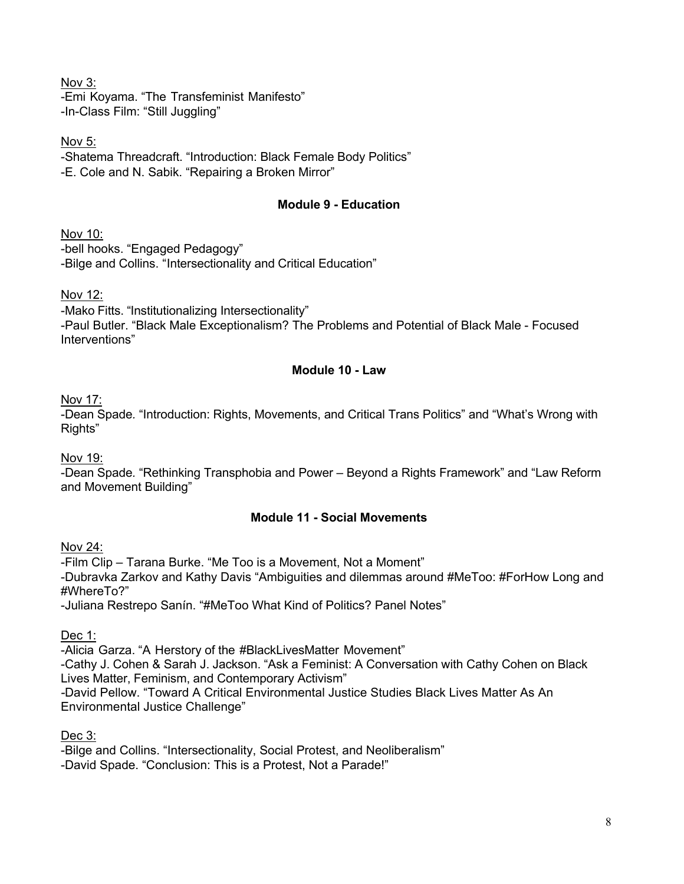<u>Nov 3:</u>
-Emi Koyama. "The Transfeminist Manifesto"
-In-Class Film: "Still Juggling"

<u>Nov 5:</u>
-Shatema Threadcraft. "Introduction: Black Female Body Politics"
-E. Cole and N. Sabik. "Repairing a Broken Mirror"

### Module 9 - Education

<u>Nov 10:</u>
-bell hooks. "Engaged Pedagogy"
-Bilge and Collins. "Intersectionality and Critical Education"

<u>Nov 12:</u>
-Mako Fitts. "Institutionalizing Intersectionality"
-Paul Butler. "Black Male Exceptionalism? The Problems and Potential of Black Male - Focused Interventions"

### Module 10 - Law

<u>Nov 17:</u>
-Dean Spade. "Introduction: Rights, Movements, and Critical Trans Politics" and "What's Wrong with Rights"

<u>Nov 19:</u>
-Dean Spade. "Rethinking Transphobia and Power – Beyond a Rights Framework" and "Law Reform and Movement Building"

### Module 11 - Social Movements

<u>Nov 24:</u>
-Film Clip – Tarana Burke. "Me Too is a Movement, Not a Moment"
-Dubravka Zarkov and Kathy Davis "Ambiguities and dilemmas around #MeToo: #ForHow Long and #WhereTo?"
-Juliana Restrepo Sanín. "#MeToo What Kind of Politics? Panel Notes"

<u>Dec 1:</u>
-Alicia Garza. "A Herstory of the #BlackLivesMatter Movement"
-Cathy J. Cohen & Sarah J. Jackson. "Ask a Feminist: A Conversation with Cathy Cohen on Black Lives Matter, Feminism, and Contemporary Activism"
-David Pellow. "Toward A Critical Environmental Justice Studies Black Lives Matter As An Environmental Justice Challenge"

<u>Dec 3:</u>
-Bilge and Collins. "Intersectionality, Social Protest, and Neoliberalism"
-David Spade. "Conclusion: This is a Protest, Not a Parade!"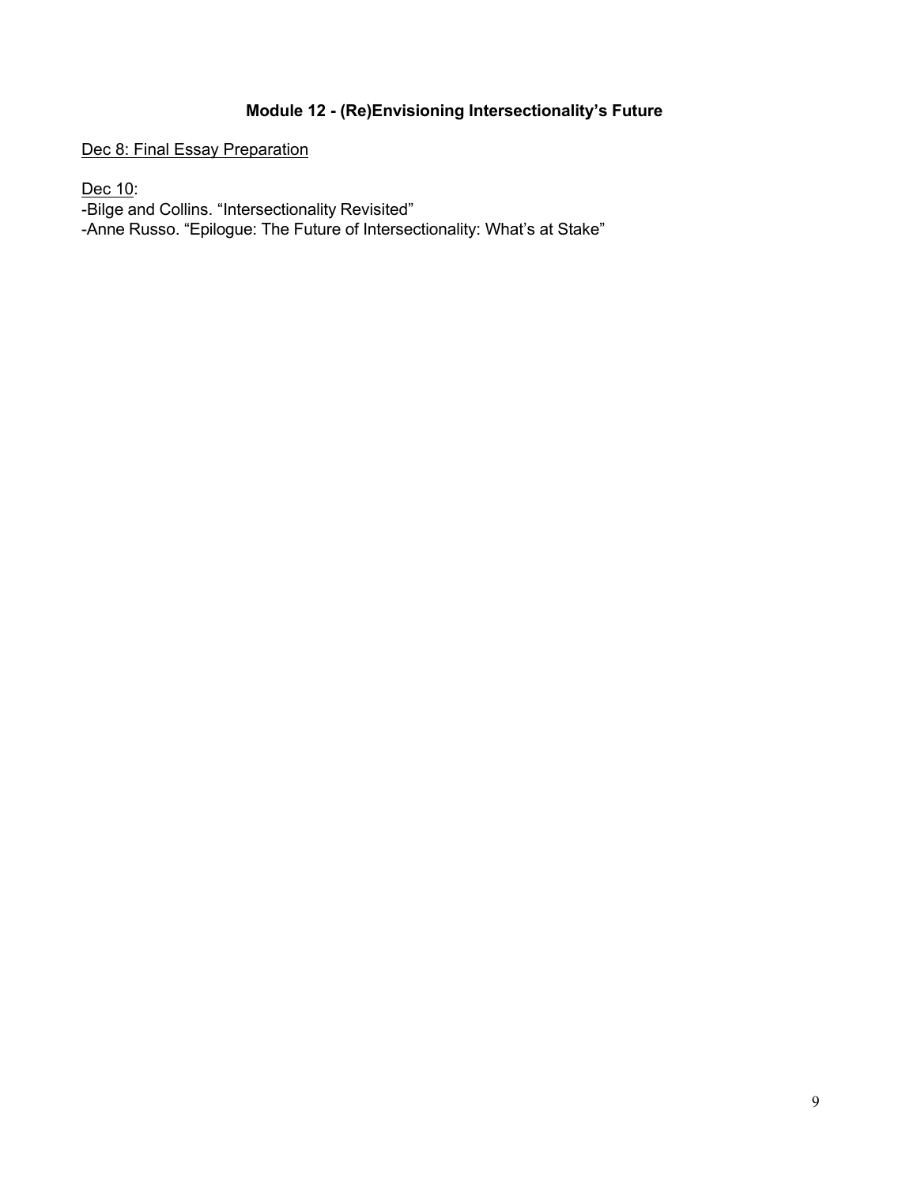### **Module 12 - (Re)Envisioning Intersectionality's Future**

Dec 8: Final Essay Preparation

Dec 10:
-Bilge and Collins. "Intersectionality Revisited"
-Anne Russo. "Epilogue: The Future of Intersectionality: What's at Stake"